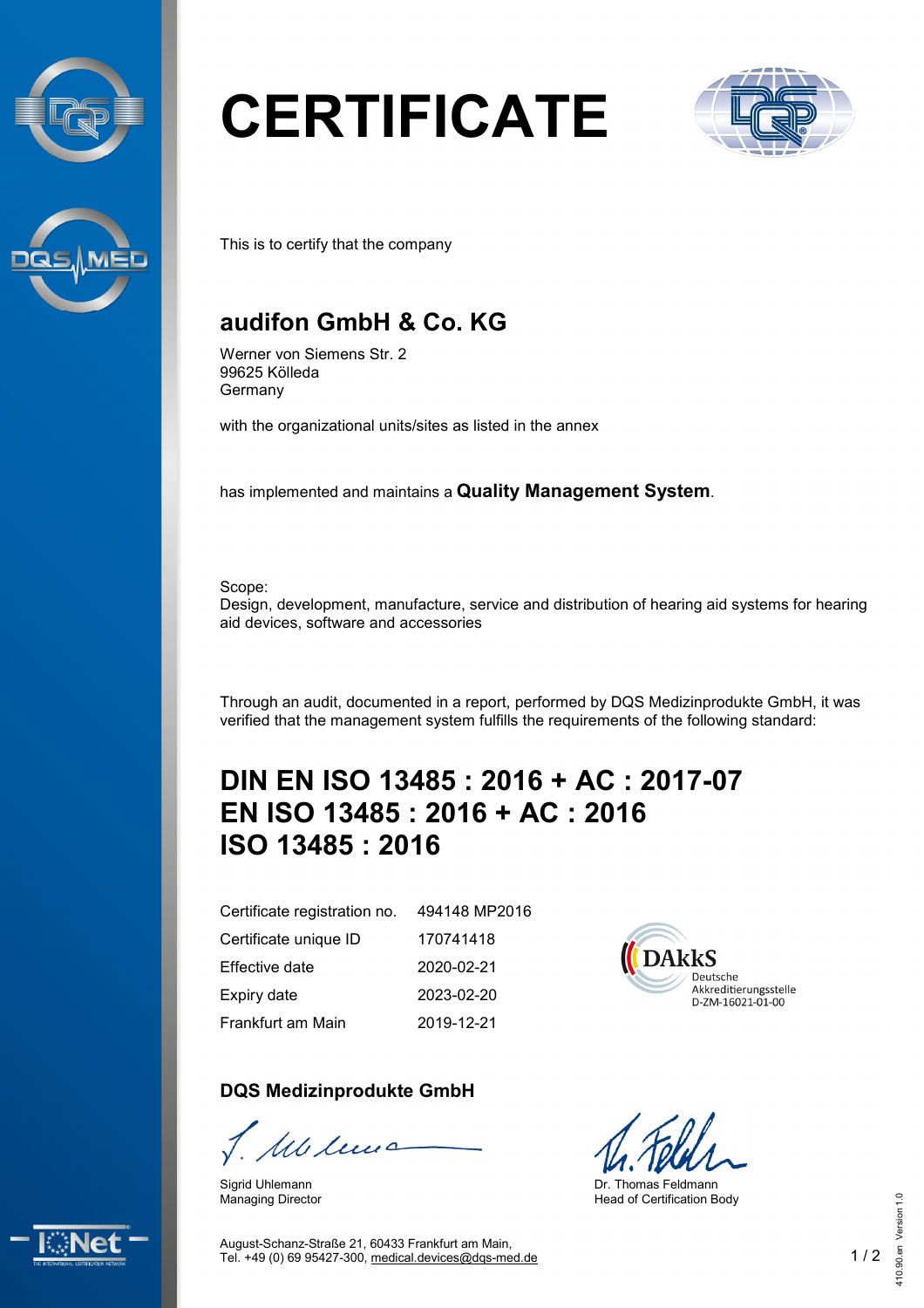# CERTIFICATE

This is to certify that the company

## audifon GmbH & Co. KG

Werner von Siemens Str. 2
99625 Kölleda
Germany

with the organizational units/sites as listed in the annex

has implemented and maintains a **Quality Management System**.

Scope:
Design, development, manufacture, service and distribution of hearing aid systems for hearing aid devices, software and accessories

Through an audit, documented in a report, performed by DQS Medizinprodukte GmbH, it was verified that the management system fulfills the requirements of the following standard:

## DIN EN ISO 13485 : 2016 + AC : 2017-07
## EN ISO 13485 : 2016 + AC : 2016
## ISO 13485 : 2016

| | |
|---|---|
| Certificate registration no. | 494148 MP2016 |
| Certificate unique ID | 170741418 |
| Effective date | 2020-02-21 |
| Expiry date | 2023-02-20 |
| Frankfurt am Main | 2019-12-21 |

DAkkS
Deutsche
Akkreditierungsstelle
D-ZM-16021-01-00

**DQS Medizinprodukte GmbH**

Sigrid Uhlemann
Managing Director

Dr. Thomas Feldmann
Head of Certification Body

August-Schanz-Straße 21, 60433 Frankfurt am Main,
Tel. +49 (0) 69 95427-300, medical.devices@dqs-med.de

410.90.en Version 1.0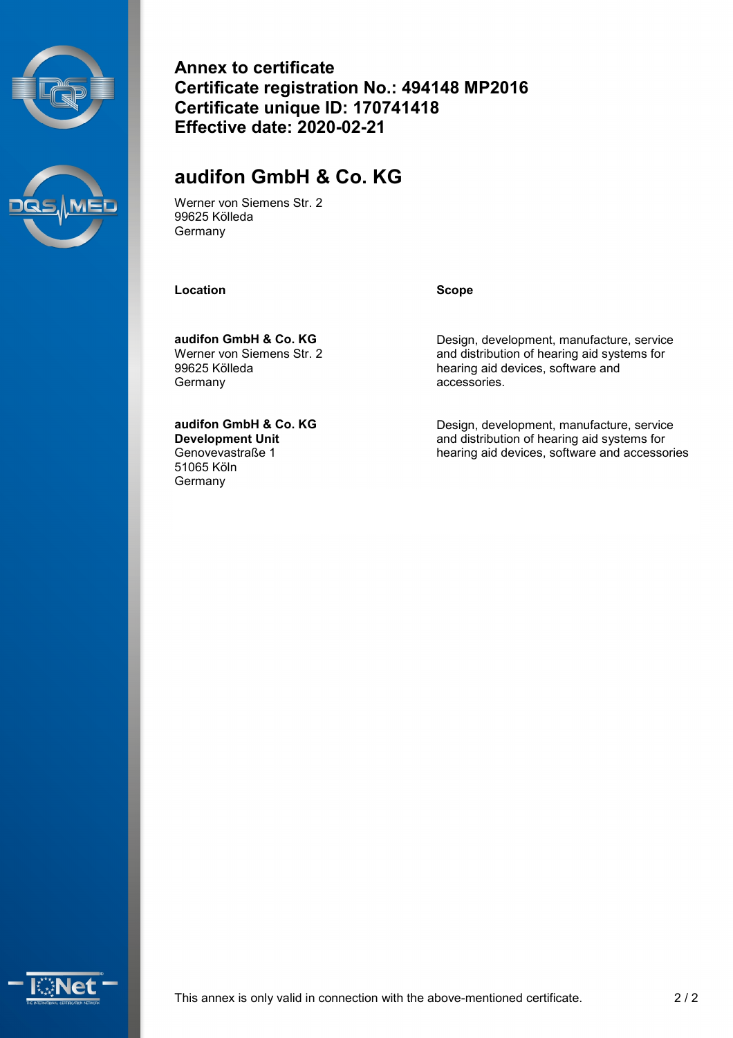**Annex to certificate**
**Certificate registration No.: 494148 MP2016**
**Certificate unique ID: 170741418**
**Effective date: 2020-02-21**

# audifon GmbH & Co. KG

Werner von Siemens Str. 2
99625 Kölleda
Germany

| Location | Scope |
| --- | --- |
| **audifon GmbH & Co. KG**<br>Werner von Siemens Str. 2<br>99625 Kölleda<br>Germany | Design, development, manufacture, service and distribution of hearing aid systems for hearing aid devices, software and accessories. |
| **audifon GmbH & Co. KG**<br>**Development Unit**<br>Genovevastraße 1<br>51065 Köln<br>Germany | Design, development, manufacture, service and distribution of hearing aid systems for hearing aid devices, software and accessories |

This annex is only valid in connection with the above-mentioned certificate.